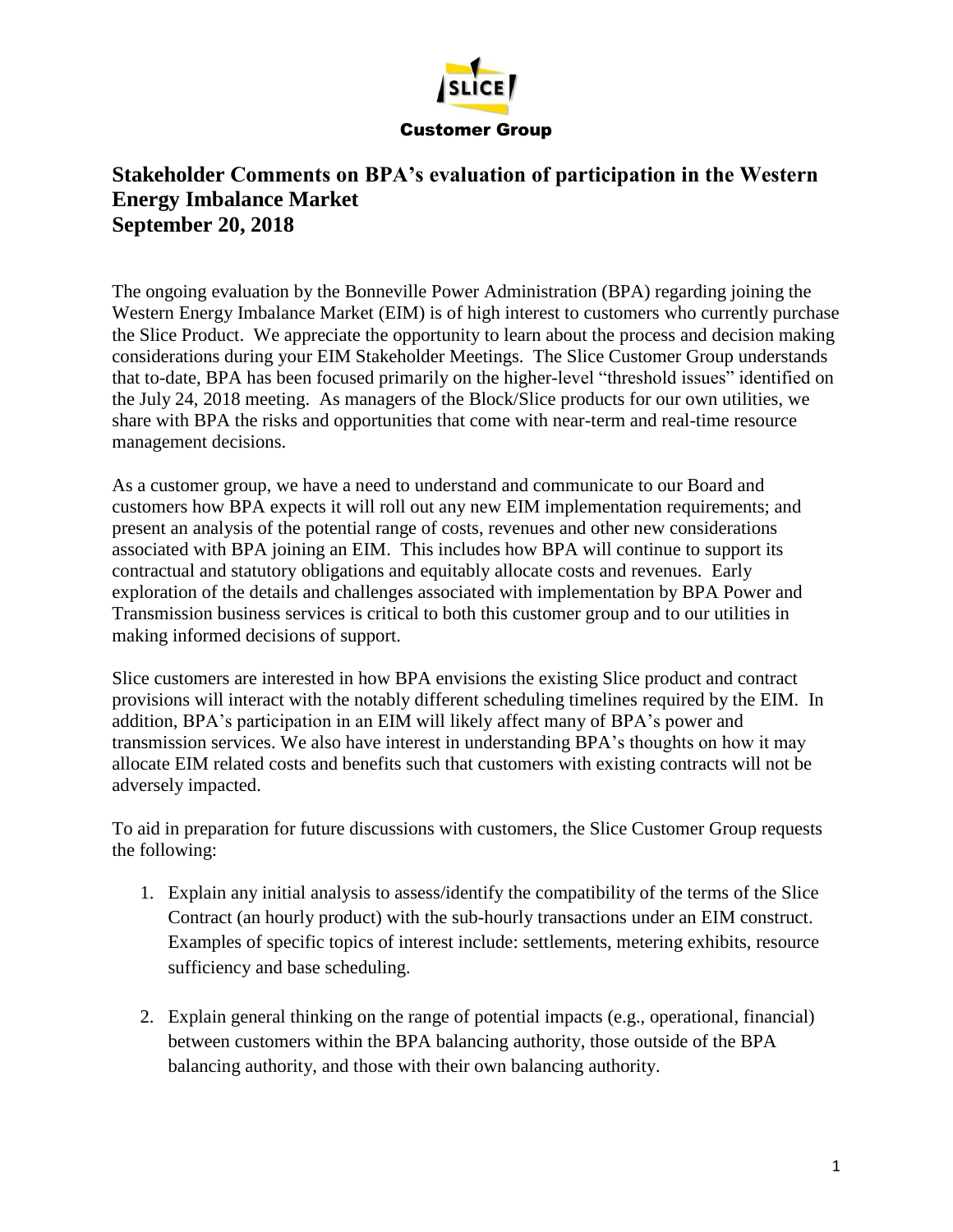SLICE

Customer Group

# Stakeholder Comments on BPA's evaluation of participation in the Western Energy Imbalance Market
## September 20, 2018

The ongoing evaluation by the Bonneville Power Administration (BPA) regarding joining the Western Energy Imbalance Market (EIM) is of high interest to customers who currently purchase the Slice Product. We appreciate the opportunity to learn about the process and decision making considerations during your EIM Stakeholder Meetings. The Slice Customer Group understands that to-date, BPA has been focused primarily on the higher-level "threshold issues" identified on the July 24, 2018 meeting. As managers of the Block/Slice products for our own utilities, we share with BPA the risks and opportunities that come with near-term and real-time resource management decisions.

As a customer group, we have a need to understand and communicate to our Board and customers how BPA expects it will roll out any new EIM implementation requirements; and present an analysis of the potential range of costs, revenues and other new considerations associated with BPA joining an EIM. This includes how BPA will continue to support its contractual and statutory obligations and equitably allocate costs and revenues. Early exploration of the details and challenges associated with implementation by BPA Power and Transmission business services is critical to both this customer group and to our utilities in making informed decisions of support.

Slice customers are interested in how BPA envisions the existing Slice product and contract provisions will interact with the notably different scheduling timelines required by the EIM. In addition, BPA's participation in an EIM will likely affect many of BPA's power and transmission services. We also have interest in understanding BPA's thoughts on how it may allocate EIM related costs and benefits such that customers with existing contracts will not be adversely impacted.

To aid in preparation for future discussions with customers, the Slice Customer Group requests the following:

1. Explain any initial analysis to assess/identify the compatibility of the terms of the Slice Contract (an hourly product) with the sub-hourly transactions under an EIM construct. Examples of specific topics of interest include: settlements, metering exhibits, resource sufficiency and base scheduling.

2. Explain general thinking on the range of potential impacts (e.g., operational, financial) between customers within the BPA balancing authority, those outside of the BPA balancing authority, and those with their own balancing authority.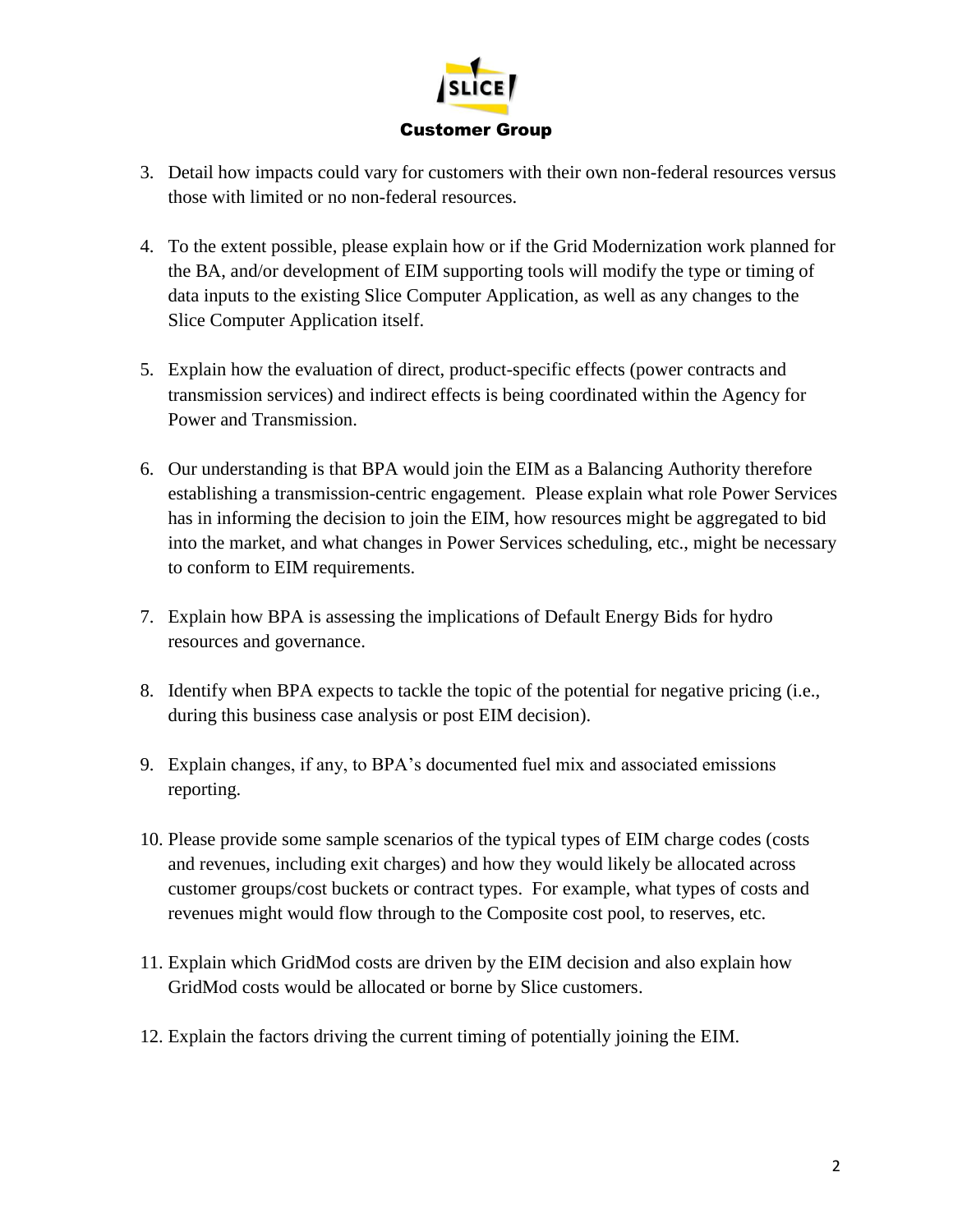3. Detail how impacts could vary for customers with their own non-federal resources versus those with limited or no non-federal resources.

4. To the extent possible, please explain how or if the Grid Modernization work planned for the BA, and/or development of EIM supporting tools will modify the type or timing of data inputs to the existing Slice Computer Application, as well as any changes to the Slice Computer Application itself.

5. Explain how the evaluation of direct, product-specific effects (power contracts and transmission services) and indirect effects is being coordinated within the Agency for Power and Transmission.

6. Our understanding is that BPA would join the EIM as a Balancing Authority therefore establishing a transmission-centric engagement. Please explain what role Power Services has in informing the decision to join the EIM, how resources might be aggregated to bid into the market, and what changes in Power Services scheduling, etc., might be necessary to conform to EIM requirements.

7. Explain how BPA is assessing the implications of Default Energy Bids for hydro resources and governance.

8. Identify when BPA expects to tackle the topic of the potential for negative pricing (i.e., during this business case analysis or post EIM decision).

9. Explain changes, if any, to BPA's documented fuel mix and associated emissions reporting.

10. Please provide some sample scenarios of the typical types of EIM charge codes (costs and revenues, including exit charges) and how they would likely be allocated across customer groups/cost buckets or contract types. For example, what types of costs and revenues might would flow through to the Composite cost pool, to reserves, etc.

11. Explain which GridMod costs are driven by the EIM decision and also explain how GridMod costs would be allocated or borne by Slice customers.

12. Explain the factors driving the current timing of potentially joining the EIM.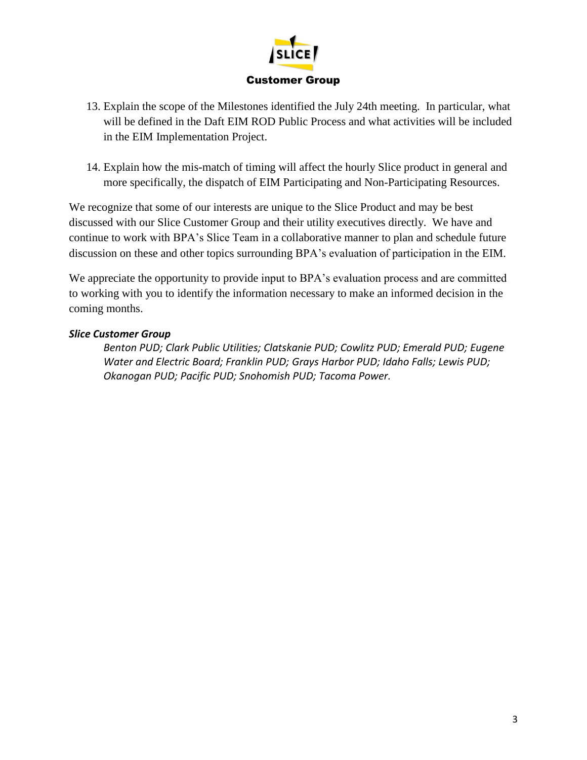13. Explain the scope of the Milestones identified the July 24th meeting. In particular, what will be defined in the Daft EIM ROD Public Process and what activities will be included in the EIM Implementation Project.

14. Explain how the mis-match of timing will affect the hourly Slice product in general and more specifically, the dispatch of EIM Participating and Non-Participating Resources.

We recognize that some of our interests are unique to the Slice Product and may be best discussed with our Slice Customer Group and their utility executives directly. We have and continue to work with BPA's Slice Team in a collaborative manner to plan and schedule future discussion on these and other topics surrounding BPA's evaluation of participation in the EIM.

We appreciate the opportunity to provide input to BPA's evaluation process and are committed to working with you to identify the information necessary to make an informed decision in the coming months.

***Slice Customer Group***

*Benton PUD; Clark Public Utilities; Clatskanie PUD; Cowlitz PUD; Emerald PUD; Eugene Water and Electric Board; Franklin PUD; Grays Harbor PUD; Idaho Falls; Lewis PUD; Okanogan PUD; Pacific PUD; Snohomish PUD; Tacoma Power.*